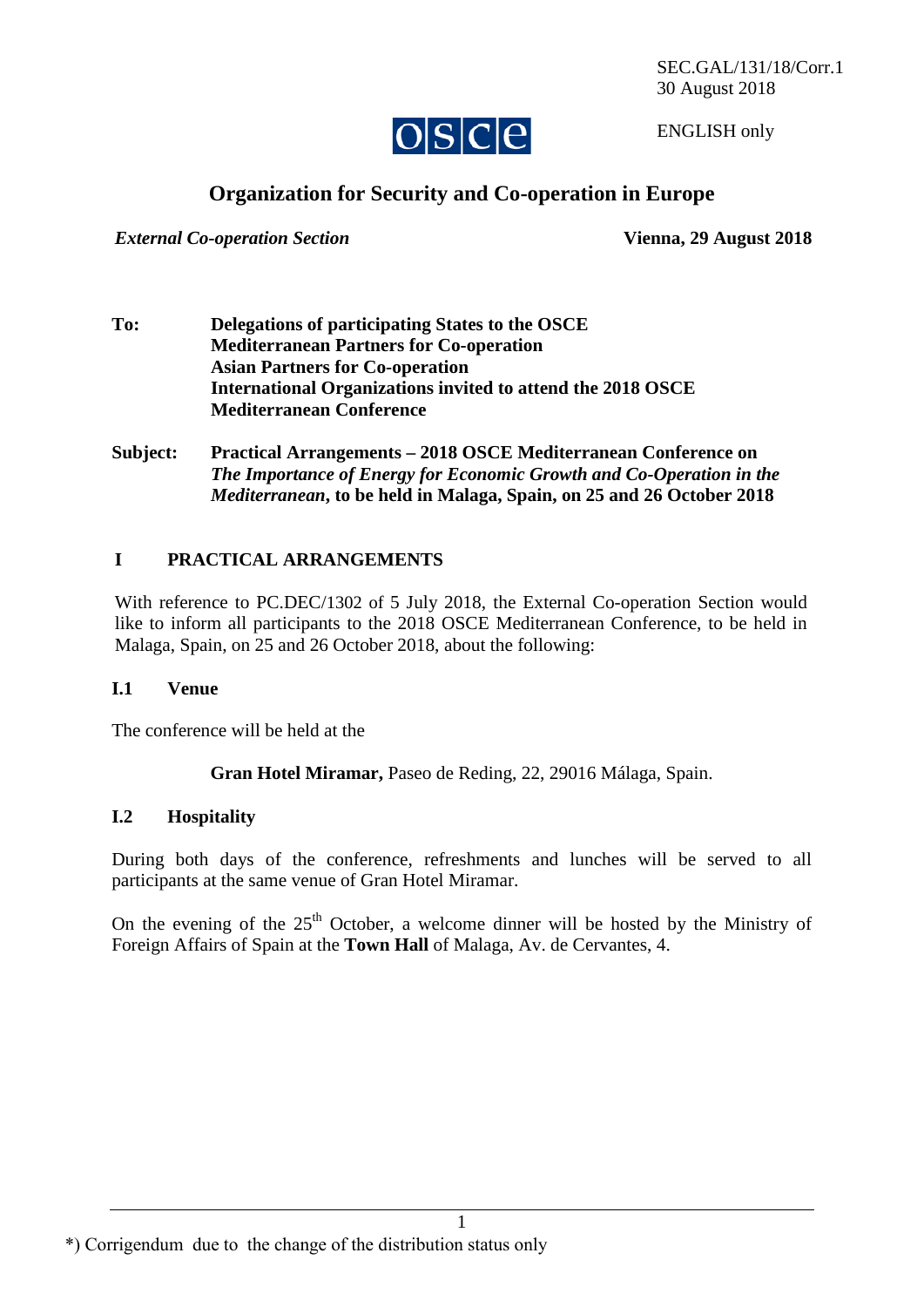SEC.GAL/131/18/Corr.1
30 August 2018

ENGLISH only

# Organization for Security and Co-operation in Europe

*External Co-operation Section* **Vienna, 29 August 2018**

**To:** **Delegations of participating States to the OSCE**
**Mediterranean Partners for Co-operation**
**Asian Partners for Co-operation**
**International Organizations invited to attend the 2018 OSCE Mediterranean Conference**

**Subject:** **Practical Arrangements – 2018 OSCE Mediterranean Conference on** ***The Importance of Energy for Economic Growth and Co-Operation in the Mediterranean*****, to be held in Malaga, Spain, on 25 and 26 October 2018**

## I PRACTICAL ARRANGEMENTS

With reference to PC.DEC/1302 of 5 July 2018, the External Co-operation Section would like to inform all participants to the 2018 OSCE Mediterranean Conference, to be held in Malaga, Spain, on 25 and 26 October 2018, about the following:

### I.1 Venue

The conference will be held at the

**Gran Hotel Miramar,** Paseo de Reding, 22, 29016 Málaga, Spain.

### I.2 Hospitality

During both days of the conference, refreshments and lunches will be served to all participants at the same venue of Gran Hotel Miramar.

On the evening of the 25th October, a welcome dinner will be hosted by the Ministry of Foreign Affairs of Spain at the **Town Hall** of Malaga, Av. de Cervantes, 4.

*) Corrigendum due to the change of the distribution status only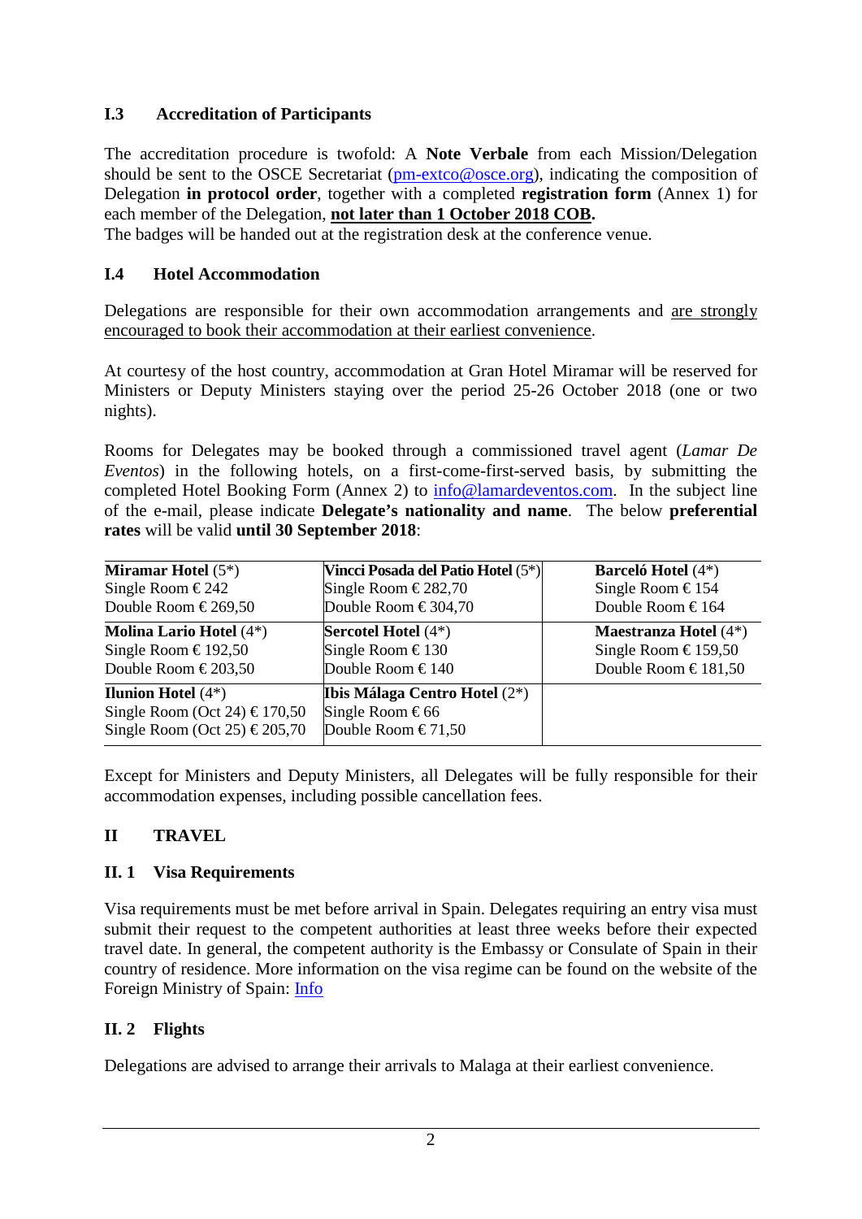### I.3 Accreditation of Participants

The accreditation procedure is twofold: A **Note Verbale** from each Mission/Delegation should be sent to the OSCE Secretariat (pm-extco@osce.org), indicating the composition of Delegation **in protocol order**, together with a completed **registration form** (Annex 1) for each member of the Delegation, **not later than 1 October 2018 COB.**

The badges will be handed out at the registration desk at the conference venue.

### I.4 Hotel Accommodation

Delegations are responsible for their own accommodation arrangements and are strongly encouraged to book their accommodation at their earliest convenience.

At courtesy of the host country, accommodation at Gran Hotel Miramar will be reserved for Ministers or Deputy Ministers staying over the period 25-26 October 2018 (one or two nights).

Rooms for Delegates may be booked through a commissioned travel agent (*Lamar De Eventos*) in the following hotels, on a first-come-first-served basis, by submitting the completed Hotel Booking Form (Annex 2) to info@lamardeventos.com. In the subject line of the e-mail, please indicate **Delegate's nationality and name**. The below **preferential rates** will be valid **until 30 September 2018**:

| | | |
|---|---|---|
| **Miramar Hotel** (5*)<br>Single Room € 242<br>Double Room € 269,50 | **Vincci Posada del Patio Hotel** (5*)<br>Single Room € 282,70<br>Double Room € 304,70 | **Barceló Hotel** (4*)<br>Single Room € 154<br>Double Room € 164 |
| **Molina Lario Hotel** (4*)<br>Single Room € 192,50<br>Double Room € 203,50 | **Sercotel Hotel** (4*)<br>Single Room € 130<br>Double Room € 140 | **Maestranza Hotel** (4*)<br>Single Room € 159,50<br>Double Room € 181,50 |
| **Ilunion Hotel** (4*)<br>Single Room (Oct 24) € 170,50<br>Single Room (Oct 25) € 205,70 | **Ibis Málaga Centro Hotel** (2*)<br>Single Room € 66<br>Double Room € 71,50 | |

Except for Ministers and Deputy Ministers, all Delegates will be fully responsible for their accommodation expenses, including possible cancellation fees.

## II TRAVEL

### II. 1 Visa Requirements

Visa requirements must be met before arrival in Spain. Delegates requiring an entry visa must submit their request to the competent authorities at least three weeks before their expected travel date. In general, the competent authority is the Embassy or Consulate of Spain in their country of residence. More information on the visa regime can be found on the website of the Foreign Ministry of Spain: Info

### II. 2 Flights

Delegations are advised to arrange their arrivals to Malaga at their earliest convenience.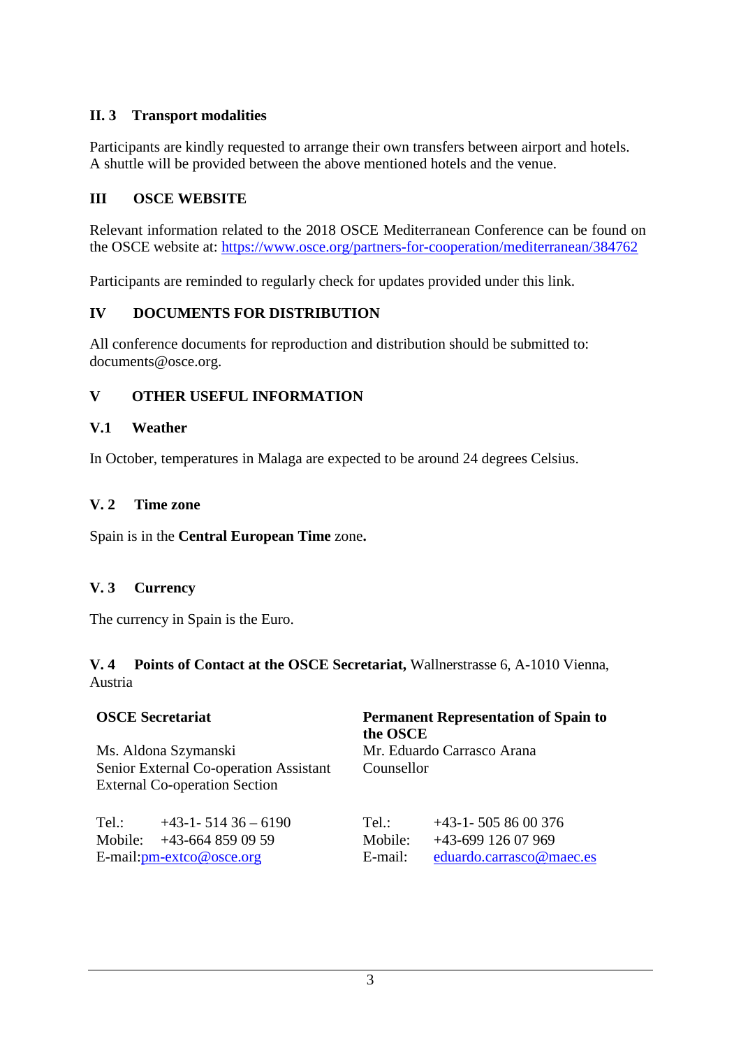### II. 3 Transport modalities

Participants are kindly requested to arrange their own transfers between airport and hotels. A shuttle will be provided between the above mentioned hotels and the venue.

## III OSCE WEBSITE

Relevant information related to the 2018 OSCE Mediterranean Conference can be found on the OSCE website at: https://www.osce.org/partners-for-cooperation/mediterranean/384762

Participants are reminded to regularly check for updates provided under this link.

## IV DOCUMENTS FOR DISTRIBUTION

All conference documents for reproduction and distribution should be submitted to: documents@osce.org.

## V OTHER USEFUL INFORMATION

### V.1 Weather

In October, temperatures in Malaga are expected to be around 24 degrees Celsius.

### V. 2 Time zone

Spain is in the **Central European Time** zone**.**

### V. 3 Currency

The currency in Spain is the Euro.

### V. 4 Points of Contact at the OSCE Secretariat, Wallnerstrasse 6, A-1010 Vienna, Austria

**OSCE Secretariat**

Ms. Aldona Szymanski
Senior External Co-operation Assistant
External Co-operation Section

Tel.: +43-1- 514 36 – 6190
Mobile: +43-664 859 09 59
E-mail: pm-extco@osce.org

**Permanent Representation of Spain to the OSCE**

Mr. Eduardo Carrasco Arana
Counsellor

Tel.: +43-1- 505 86 00 376
Mobile: +43-699 126 07 969
E-mail: eduardo.carrasco@maec.es